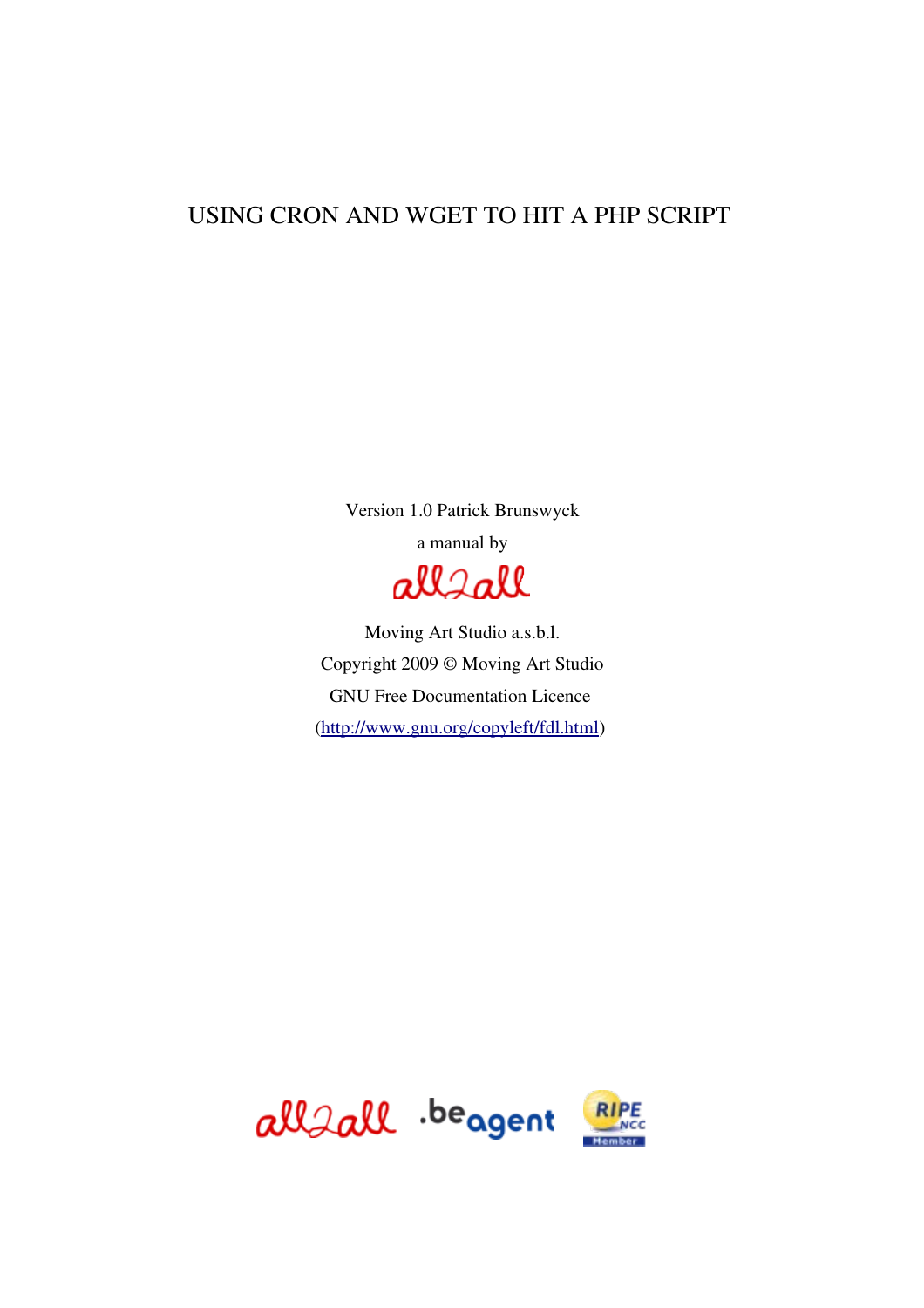# USING CRON AND WGET TO HIT A PHP SCRIPT

Version 1.0 Patrick Brunswyck

a manual by

all2all

Moving Art Studio a.s.b.l.

Copyright 2009 © Moving Art Studio

GNU Free Documentation Licence

(http://www.gnu.org/copyleft/fdl.html)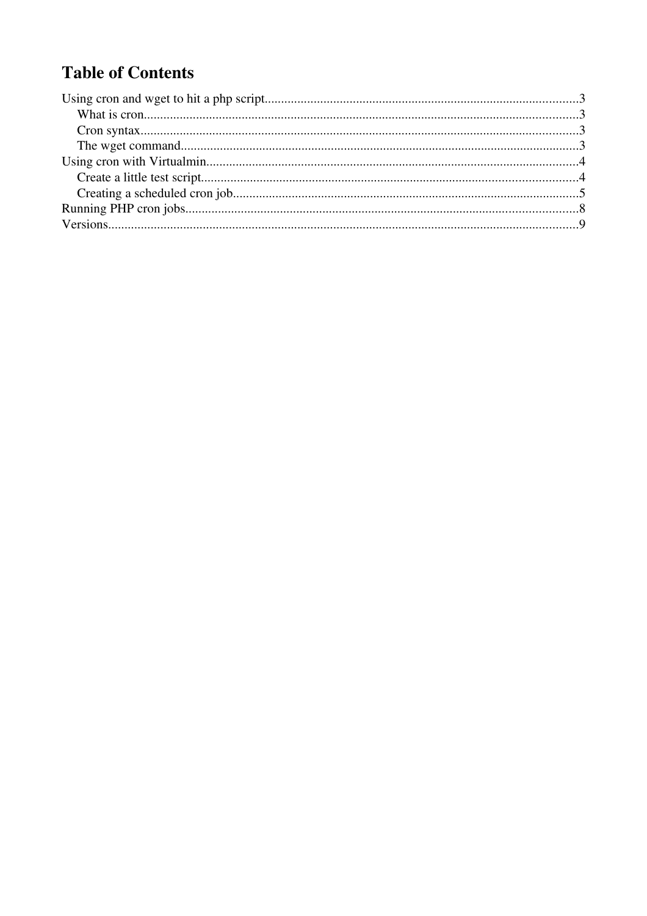# Table of Contents

- Using cron and wget to hit a php script....3
  - What is cron....3
  - Cron syntax....3
  - The wget command....3
- Using cron with Virtualmin....4
  - Create a little test script....4
  - Creating a scheduled cron job....5
- Running PHP cron jobs....8
- Versions....9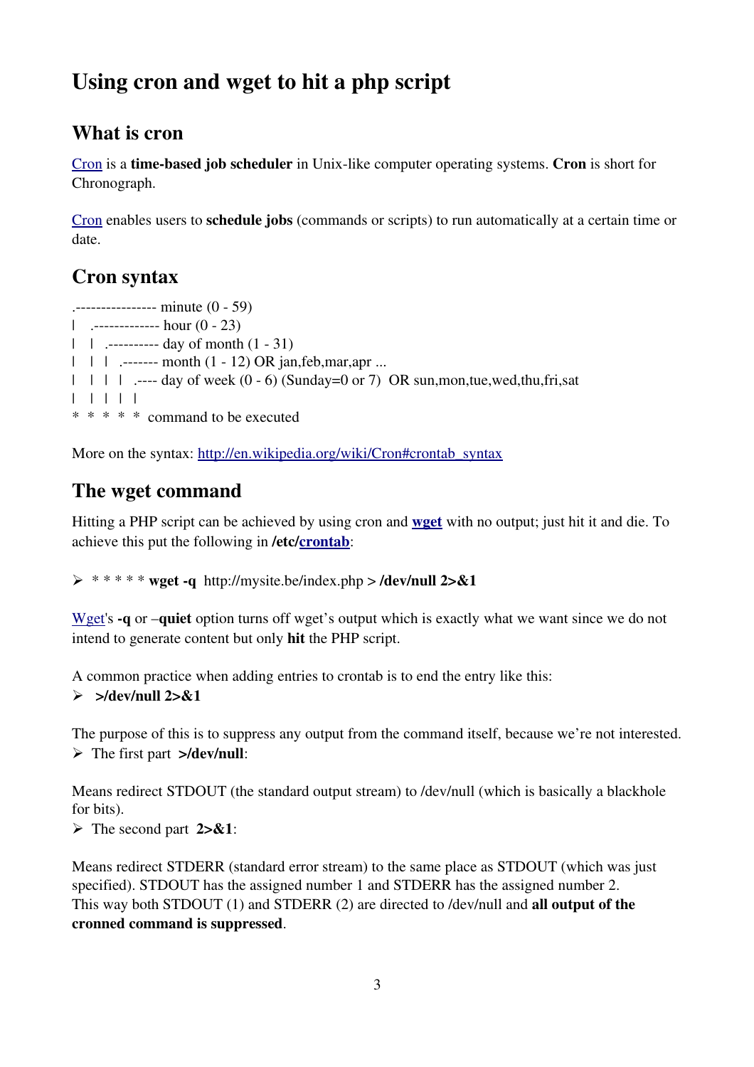# Using cron and wget to hit a php script

## What is cron

Cron is a **time-based job scheduler** in Unix-like computer operating systems. **Cron** is short for Chronograph.

Cron enables users to **schedule jobs** (commands or scripts) to run automatically at a certain time or date.

## Cron syntax

```
.---------------- minute (0 - 59)
|  .------------- hour (0 - 23)
|  |  .---------- day of month (1 - 31)
|  |  |  .------- month (1 - 12) OR jan,feb,mar,apr ...
|  |  |  |  .---- day of week (0 - 6) (Sunday=0 or 7)  OR sun,mon,tue,wed,thu,fri,sat
|  |  |  |  |
*  *  *  *  *  command to be executed
```

More on the syntax: http://en.wikipedia.org/wiki/Cron#crontab_syntax

## The wget command

Hitting a PHP script can be achieved by using cron and **wget** with no output; just hit it and die. To achieve this put the following in **/etc/crontab**:

- * * * * * **wget -q** http://mysite.be/index.php > **/dev/null 2>&1**

Wget's **-q** or –**quiet** option turns off wget's output which is exactly what we want since we do not intend to generate content but only **hit** the PHP script.

A common practice when adding entries to crontab is to end the entry like this:

- **>/dev/null 2>&1**

The purpose of this is to suppress any output from the command itself, because we're not interested.

- The first part **>/dev/null**:

Means redirect STDOUT (the standard output stream) to /dev/null (which is basically a blackhole for bits).

- The second part **2>&1**:

Means redirect STDERR (standard error stream) to the same place as STDOUT (which was just specified). STDOUT has the assigned number 1 and STDERR has the assigned number 2. This way both STDOUT (1) and STDERR (2) are directed to /dev/null and **all output of the cronned command is suppressed**.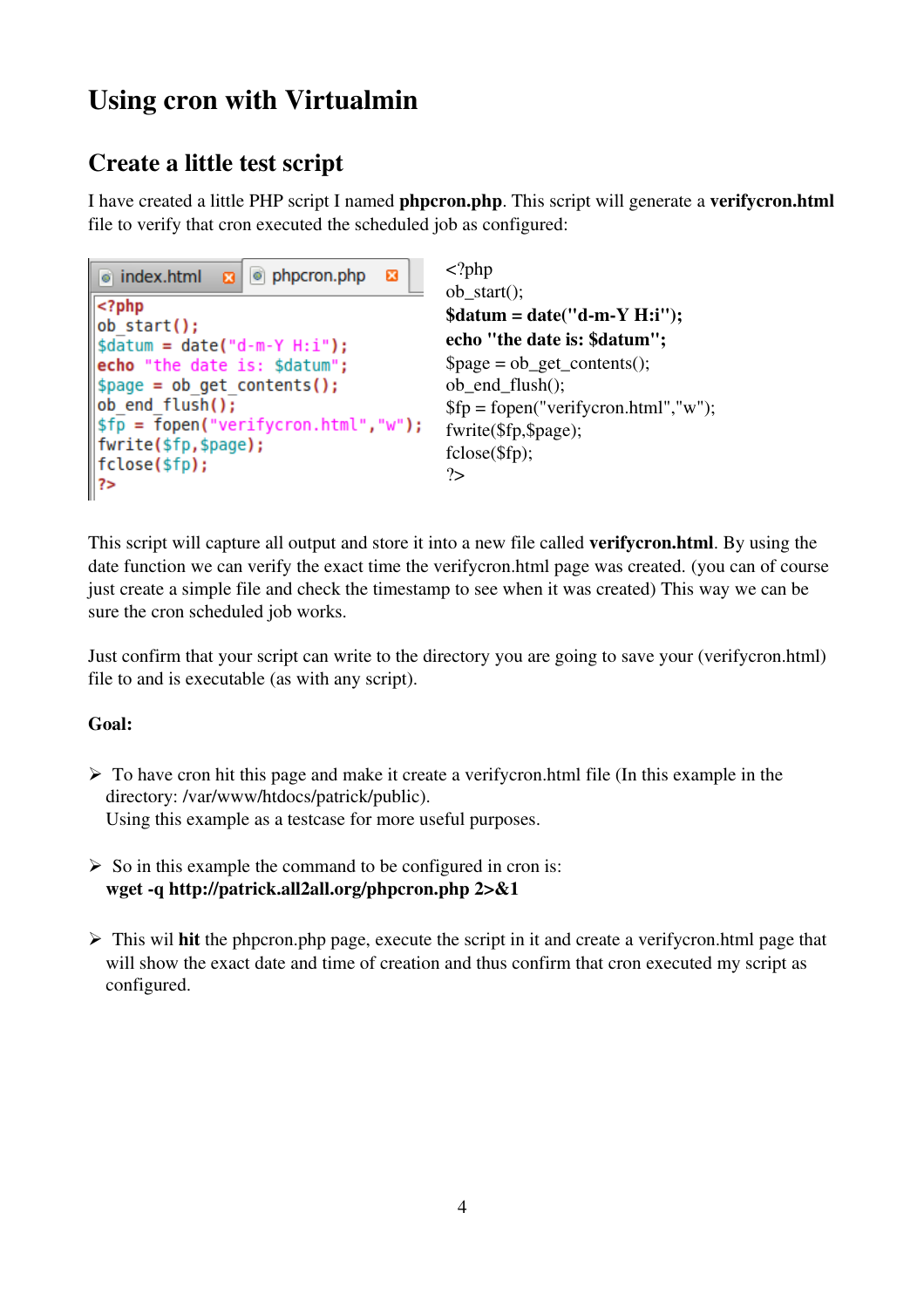# Using cron with Virtualmin

## Create a little test script

I have created a little PHP script I named **phpcron.php**. This script will generate a **verifycron.html** file to verify that cron executed the scheduled job as configured:

```
<?php
ob_start();
$datum = date("d-m-Y H:i");
echo "the date is: $datum";
$page = ob_get_contents();
ob_end_flush();
$fp = fopen("verifycron.html","w");
fwrite($fp,$page);
fclose($fp);
?>
```

```
<?php
ob_start();
$datum = date("d-m-Y H:i");
echo "the date is: $datum";
$page = ob_get_contents();
ob_end_flush();
$fp = fopen("verifycron.html","w");
fwrite($fp,$page);
fclose($fp);
?>
```

This script will capture all output and store it into a new file called **verifycron.html**. By using the date function we can verify the exact time the verifycron.html page was created. (you can of course just create a simple file and check the timestamp to see when it was created) This way we can be sure the cron scheduled job works.

Just confirm that your script can write to the directory you are going to save your (verifycron.html) file to and is executable (as with any script).

**Goal:**

- To have cron hit this page and make it create a verifycron.html file (In this example in the directory: /var/www/htdocs/patrick/public).
  Using this example as a testcase for more useful purposes.

- So in this example the command to be configured in cron is:
  **wget -q http://patrick.all2all.org/phpcron.php 2>&1**

- This wil **hit** the phpcron.php page, execute the script in it and create a verifycron.html page that will show the exact date and time of creation and thus confirm that cron executed my script as configured.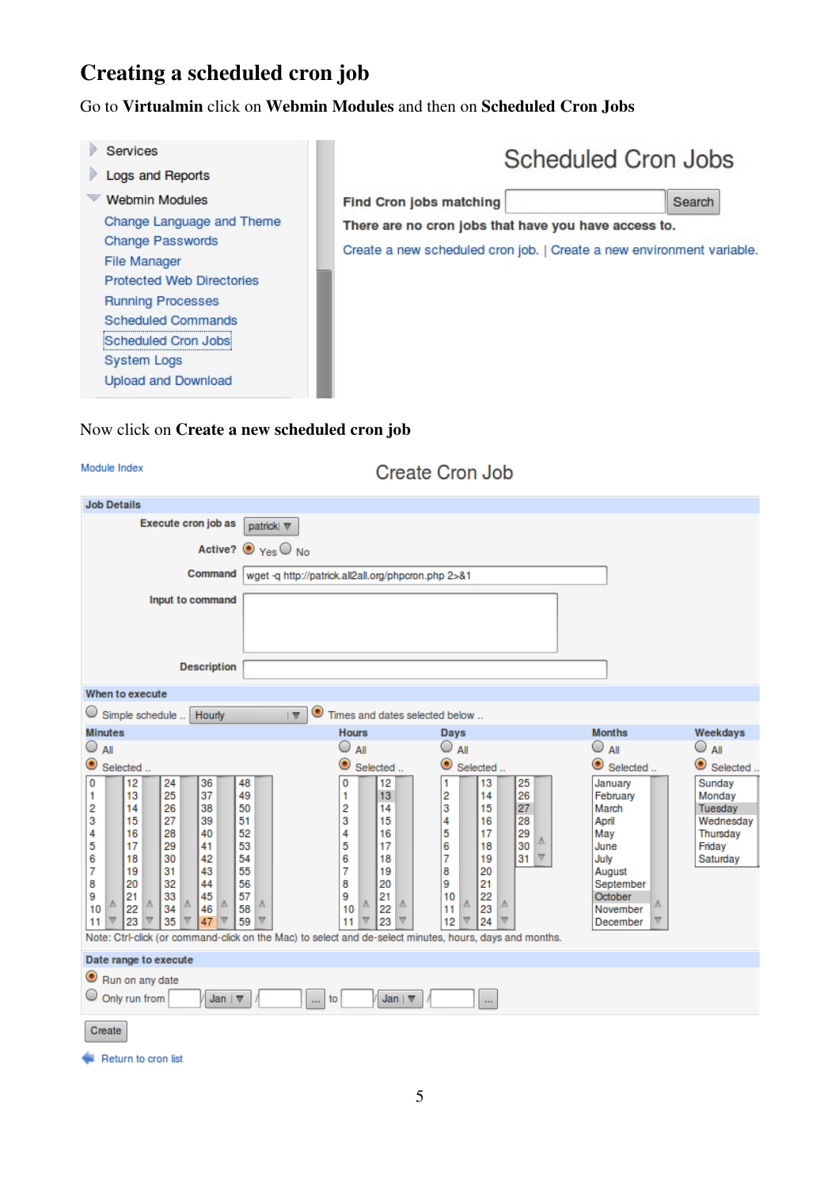# Creating a scheduled cron job

Go to **Virtualmin** click on **Webmin Modules** and then on **Scheduled Cron Jobs**

- Services
- Logs and Reports
- Webmin Modules
  - Change Language and Theme
  - Change Passwords
  - File Manager
  - Protected Web Directories
  - Running Processes
  - Scheduled Commands
  - Scheduled Cron Jobs
  - System Logs
  - Upload and Download

Scheduled Cron Jobs

Find Cron jobs matching [ ] Search

There are no cron jobs that have you have access to.

Create a new scheduled cron job. | Create a new environment variable.

Now click on **Create a new scheduled cron job**

Module Index

Create Cron Job

**Job Details**

Execute cron job as: patrick

Active? (•) Yes ( ) No

Command: wget -q http://patrick.all2all.org/phpcron.php 2>&1

Input to command:

Description:

**When to execute**

( ) Simple schedule .. Hourly (•) Times and dates selected below ..

| Minutes | Hours | Days | Months | Weekdays |
|---|---|---|---|---|
| ( ) All | ( ) All | ( ) All | ( ) All | ( ) All |
| (•) Selected .. | (•) Selected .. | (•) Selected .. | (•) Selected .. | (•) Selected .. |
| 0–59 (47 selected) | 0–23 (13 selected) | 1–31 (27 selected) | January – December (October selected) | Sunday – Saturday (Tuesday selected) |

Note: Ctrl-click (or command-click on the Mac) to select and de-select minutes, hours, days and months.

**Date range to execute**

(•) Run on any date

( ) Only run from [ ] Jan / [ ] ... to [ ] Jan / [ ] ...

Create

Return to cron list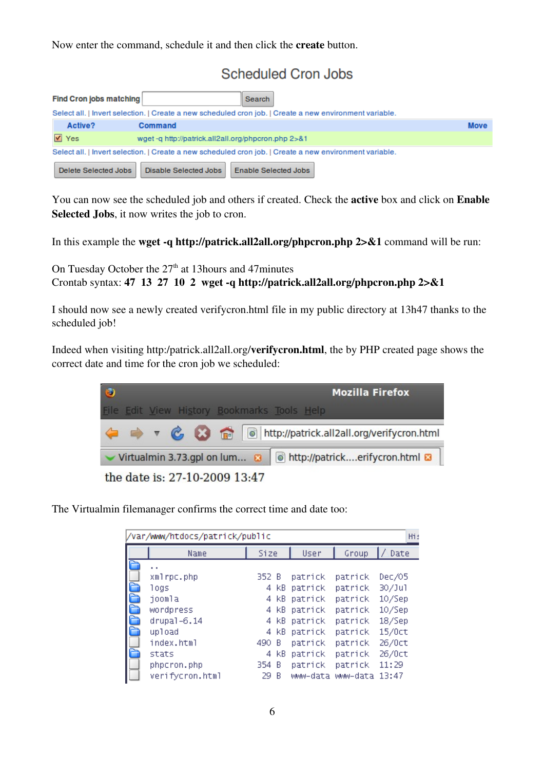Now enter the command, schedule it and then click the **create** button.

You can now see the scheduled job and others if created. Check the **active** box and click on **Enable Selected Jobs**, it now writes the job to cron.

In this example the **wget -q http://patrick.all2all.org/phpcron.php 2>&1** command will be run:

On Tuesday October the 27th at 13hours and 47minutes
Crontab syntax: **47 13 27 10 2 wget -q http://patrick.all2all.org/phpcron.php 2>&1**

I should now see a newly created verifycron.html file in my public directory at 13h47 thanks to the scheduled job!

Indeed when visiting http:/patrick.all2all.org/**verifycron.html**, the by PHP created page shows the correct date and time for the cron job we scheduled:

The Virtualmin filemanager confirms the correct time and date too: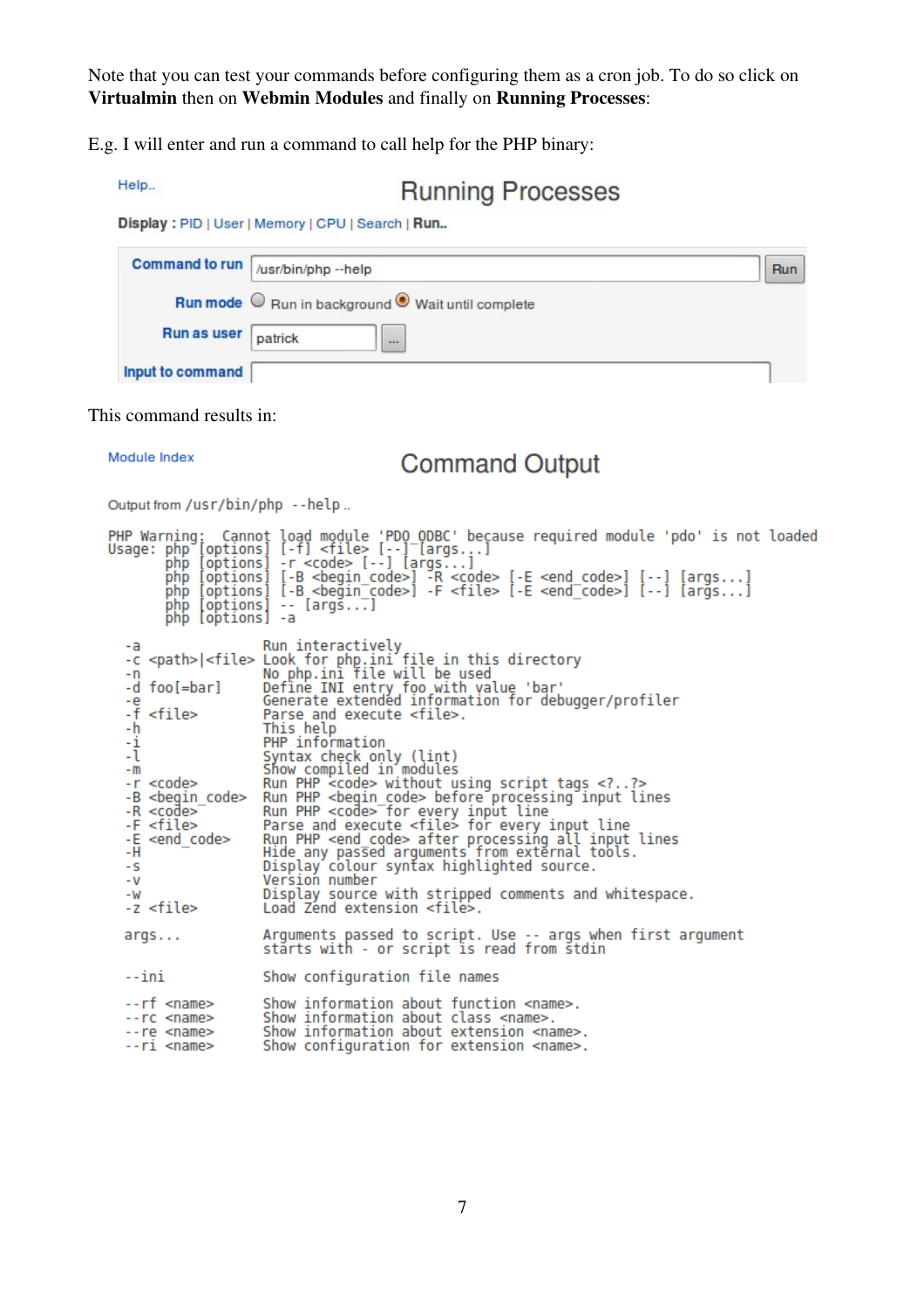Note that you can test your commands before configuring them as a cron job. To do so click on **Virtualmin** then on **Webmin Modules** and finally on **Running Processes**:

E.g. I will enter and run a command to call help for the PHP binary:

Help..

## Running Processes

**Display :** PID | User | Memory | CPU | Search | **Run..**

**Command to run** /usr/bin/php --help [Run]

**Run mode** ○ Run in background ● Wait until complete

**Run as user** patrick [...]

**Input to command**

This command results in:

Module Index

## Command Output

Output from /usr/bin/php --help ..

```
PHP Warning:  Cannot load module 'PDO_ODBC' because required module 'pdo' is not loaded
Usage: php [options] [-f] <file> [--] [args...]
       php [options] -r <code> [--] [args...]
       php [options] [-B <begin_code>] -R <code> [-E <end_code>] [--] [args...]
       php [options] [-B <begin_code>] -F <file> [-E <end_code>] [--] [args...]
       php [options] -- [args...]
       php [options] -a

  -a               Run interactively
  -c <path>|<file> Look for php.ini file in this directory
  -n               No php.ini file will be used
  -d foo[=bar]     Define INI entry foo with value 'bar'
  -e               Generate extended information for debugger/profiler
  -f <file>        Parse and execute <file>.
  -h               This help
  -i               PHP information
  -l               Syntax check only (lint)
  -m               Show compiled in modules
  -r <code>        Run PHP <code> without using script tags <?..?>
  -B <begin_code>  Run PHP <begin_code> before processing input lines
  -R <code>        Run PHP <code> for every input line
  -F <file>        Parse and execute <file> for every input line
  -E <end_code>    Run PHP <end_code> after processing all input lines
  -H               Hide any passed arguments from external tools.
  -s               Display colour syntax highlighted source.
  -v               Version number
  -w               Display source with stripped comments and whitespace.
  -z <file>        Load Zend extension <file>.

  args...          Arguments passed to script. Use -- args when first argument
                   starts with - or script is read from stdin

  --ini            Show configuration file names

  --rf <name>      Show information about function <name>.
  --rc <name>      Show information about class <name>.
  --re <name>      Show information about extension <name>.
  --ri <name>      Show configuration for extension <name>.
```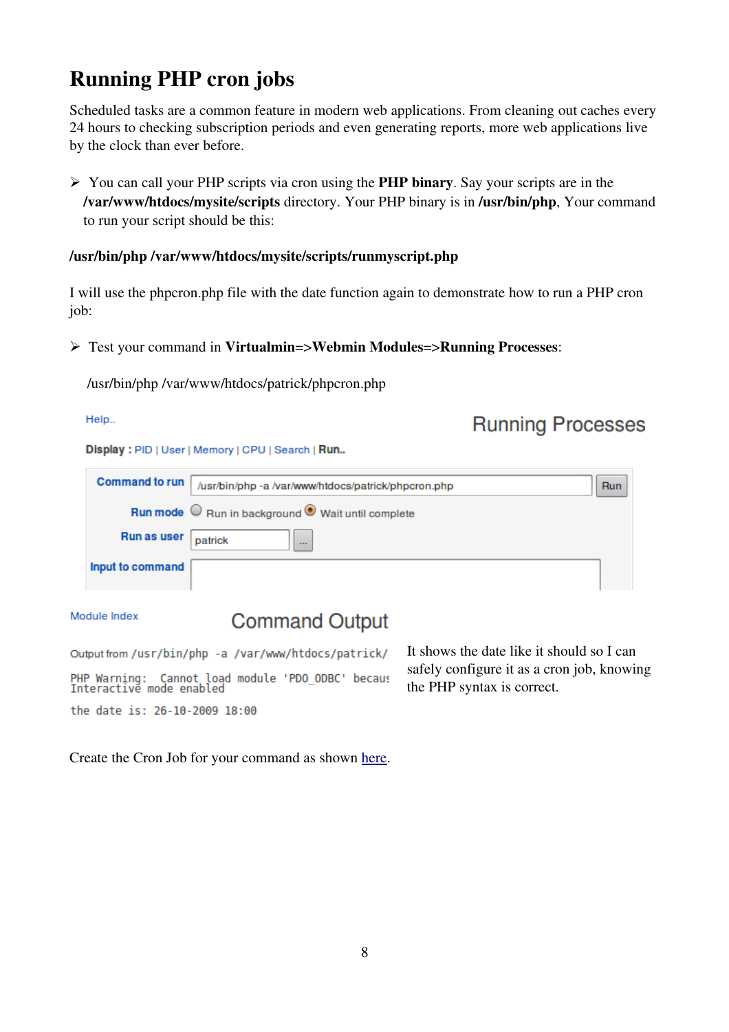# Running PHP cron jobs

Scheduled tasks are a common feature in modern web applications. From cleaning out caches every 24 hours to checking subscription periods and even generating reports, more web applications live by the clock than ever before.

- You can call your PHP scripts via cron using the **PHP binary**. Say your scripts are in the **/var/www/htdocs/mysite/scripts** directory. Your PHP binary is in **/usr/bin/php**, Your command to run your script should be this:

**/usr/bin/php /var/www/htdocs/mysite/scripts/runmyscript.php**

I will use the phpcron.php file with the date function again to demonstrate how to run a PHP cron job:

- Test your command in **Virtualmin=>Webmin Modules=>Running Processes**:

/usr/bin/php /var/www/htdocs/patrick/phpcron.php

Help..

Running Processes

**Display :** PID | User | Memory | CPU | Search | **Run..**

| | |
|---|---|
| **Command to run** | /usr/bin/php -a /var/www/htdocs/patrick/phpcron.php [Run] |
| **Run mode** | ○ Run in background ◉ Wait until complete |
| **Run as user** | patrick [...] |
| **Input to command** | |

Module Index

Command Output

Output from /usr/bin/php -a /var/www/htdocs/patrick/

```
PHP Warning:  Cannot load module 'PDO_ODBC' becaus
Interactive mode enabled

the date is: 26-10-2009 18:00
```

It shows the date like it should so I can safely configure it as a cron job, knowing the PHP syntax is correct.

Create the Cron Job for your command as shown here.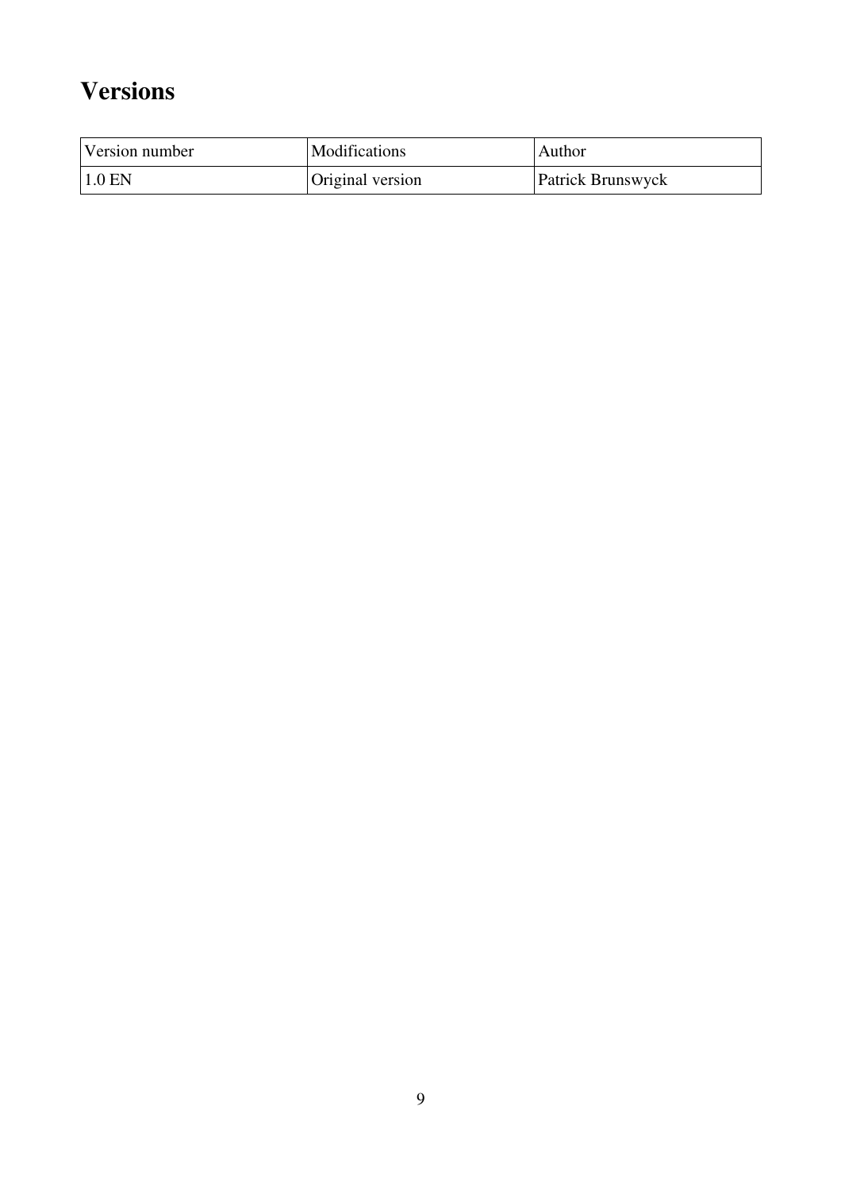# Versions

| Version number | Modifications | Author |
| --- | --- | --- |
| 1.0 EN | Original version | Patrick Brunswyck |